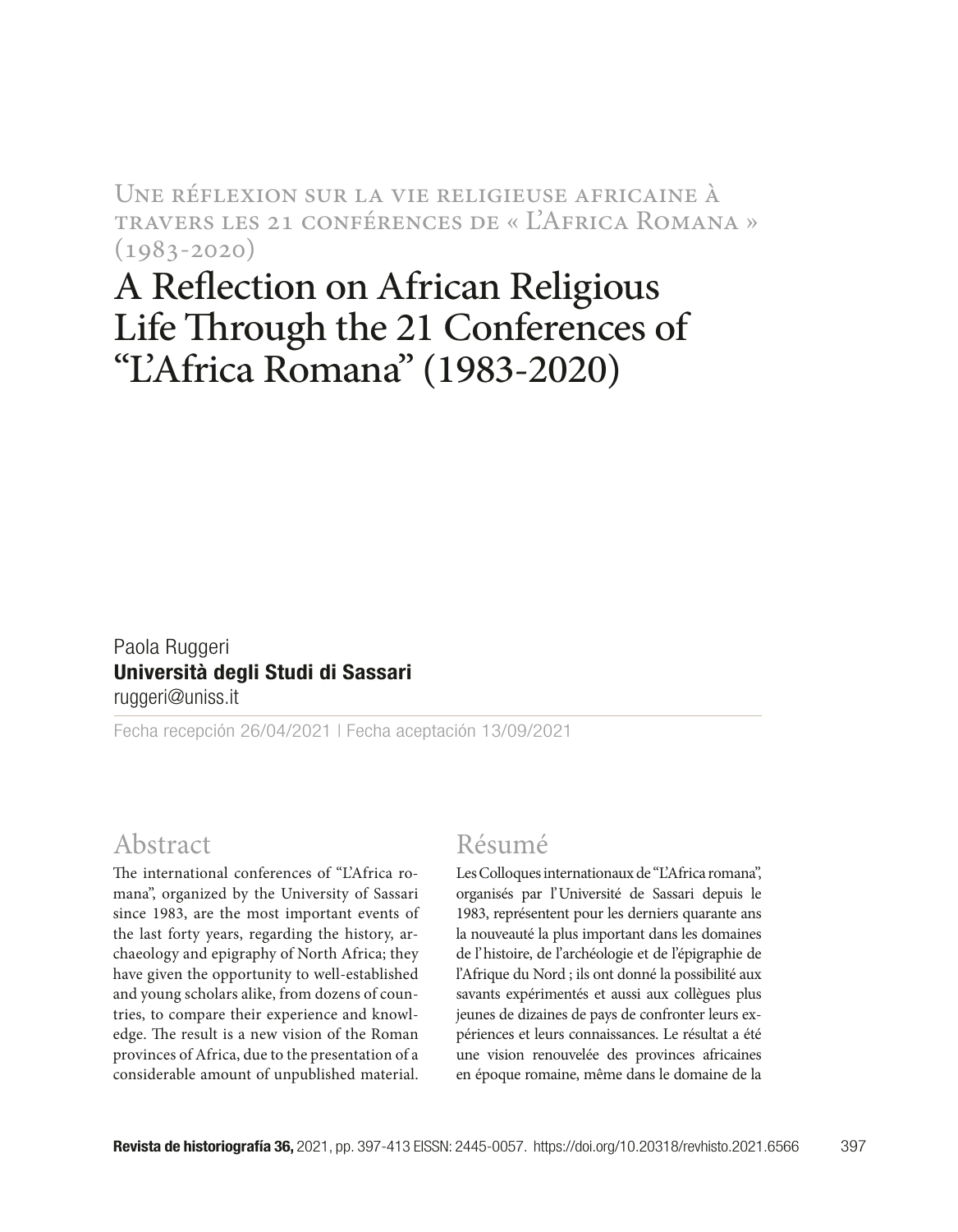Une réflexion sur la vie religieuse africaine à travers les 21 conférences de « L'Africa Romana » (1983-2020)

# A Reflection on African Religious Life Through the 21 Conferences of "L'Africa Romana" (1983-2020)

Paola Ruggeri
**Università degli Studi di Sassari**
ruggeri@uniss.it

Fecha recepción 26/04/2021 | Fecha aceptación 13/09/2021

## Abstract

The international conferences of "L'Africa romana", organized by the University of Sassari since 1983, are the most important events of the last forty years, regarding the history, archaeology and epigraphy of North Africa; they have given the opportunity to well-established and young scholars alike, from dozens of countries, to compare their experience and knowledge. The result is a new vision of the Roman provinces of Africa, due to the presentation of a considerable amount of unpublished material.

## Résumé

Les Colloques internationaux de "L'Africa romana", organisés par l'Université de Sassari depuis le 1983, représentent pour les derniers quarante ans la nouveauté la plus important dans les domaines de l'histoire, de l'archéologie et de l'épigraphie de l'Afrique du Nord ; ils ont donné la possibilité aux savants expérimentés et aussi aux collègues plus jeunes de dizaines de pays de confronter leurs expériences et leurs connaissances. Le résultat a été une vision renouvelée des provinces africaines en époque romaine, même dans le domaine de la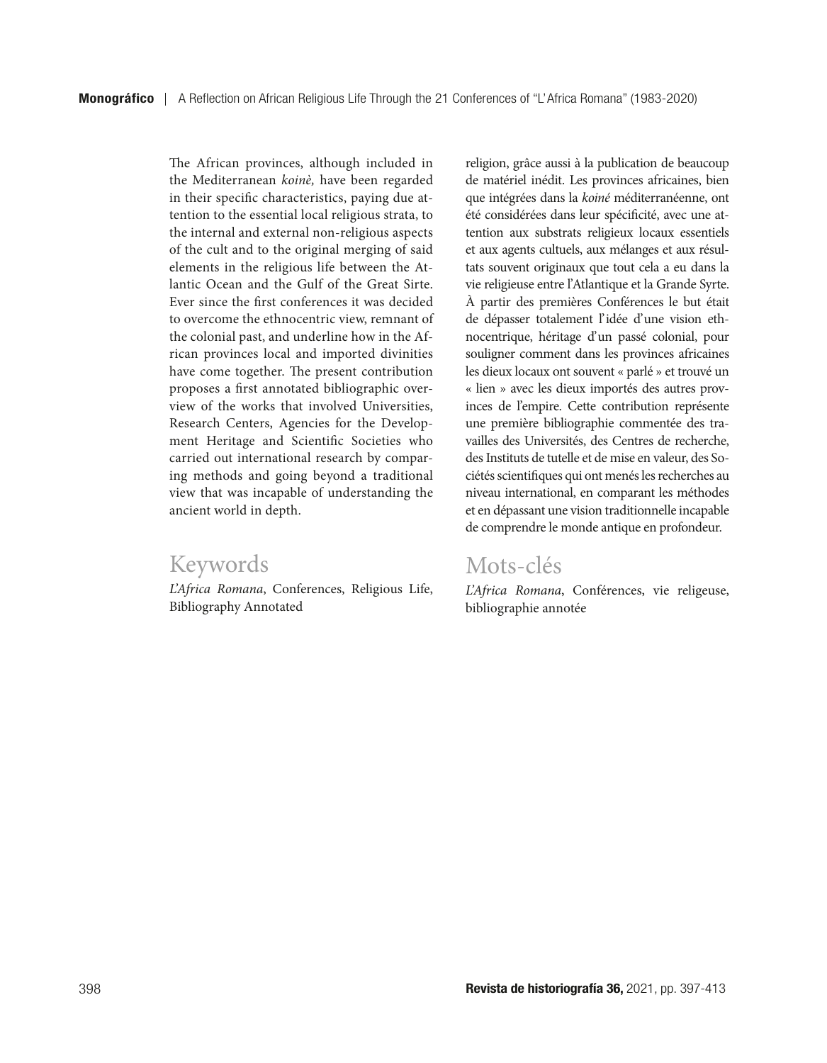The African provinces, although included in the Mediterranean *koinè,* have been regarded in their specific characteristics, paying due attention to the essential local religious strata, to the internal and external non-religious aspects of the cult and to the original merging of said elements in the religious life between the Atlantic Ocean and the Gulf of the Great Sirte. Ever since the first conferences it was decided to overcome the ethnocentric view, remnant of the colonial past, and underline how in the African provinces local and imported divinities have come together. The present contribution proposes a first annotated bibliographic overview of the works that involved Universities, Research Centers, Agencies for the Development Heritage and Scientific Societies who carried out international research by comparing methods and going beyond a traditional view that was incapable of understanding the ancient world in depth.

## Keywords

*L'Africa Romana*, Conferences, Religious Life, Bibliography Annotated

religion, grâce aussi à la publication de beaucoup de matériel inédit. Les provinces africaines, bien que intégrées dans la *koiné* méditerranéenne, ont été considérées dans leur spécificité, avec une attention aux substrats religieux locaux essentiels et aux agents cultuels, aux mélanges et aux résultats souvent originaux que tout cela a eu dans la vie religieuse entre l'Atlantique et la Grande Syrte. À partir des premières Conférences le but était de dépasser totalement l'idée d'une vision ethnocentrique, héritage d'un passé colonial, pour souligner comment dans les provinces africaines les dieux locaux ont souvent « parlé » et trouvé un « lien » avec les dieux importés des autres provinces de l'empire. Cette contribution représente une première bibliographie commentée des travailles des Universités, des Centres de recherche, des Instituts de tutelle et de mise en valeur, des Sociétés scientifiques qui ont menés les recherches au niveau international, en comparant les méthodes et en dépassant une vision traditionnelle incapable de comprendre le monde antique en profondeur.

## Mots-clés

*L'Africa Romana*, Conférences, vie religeuse, bibliographie annotée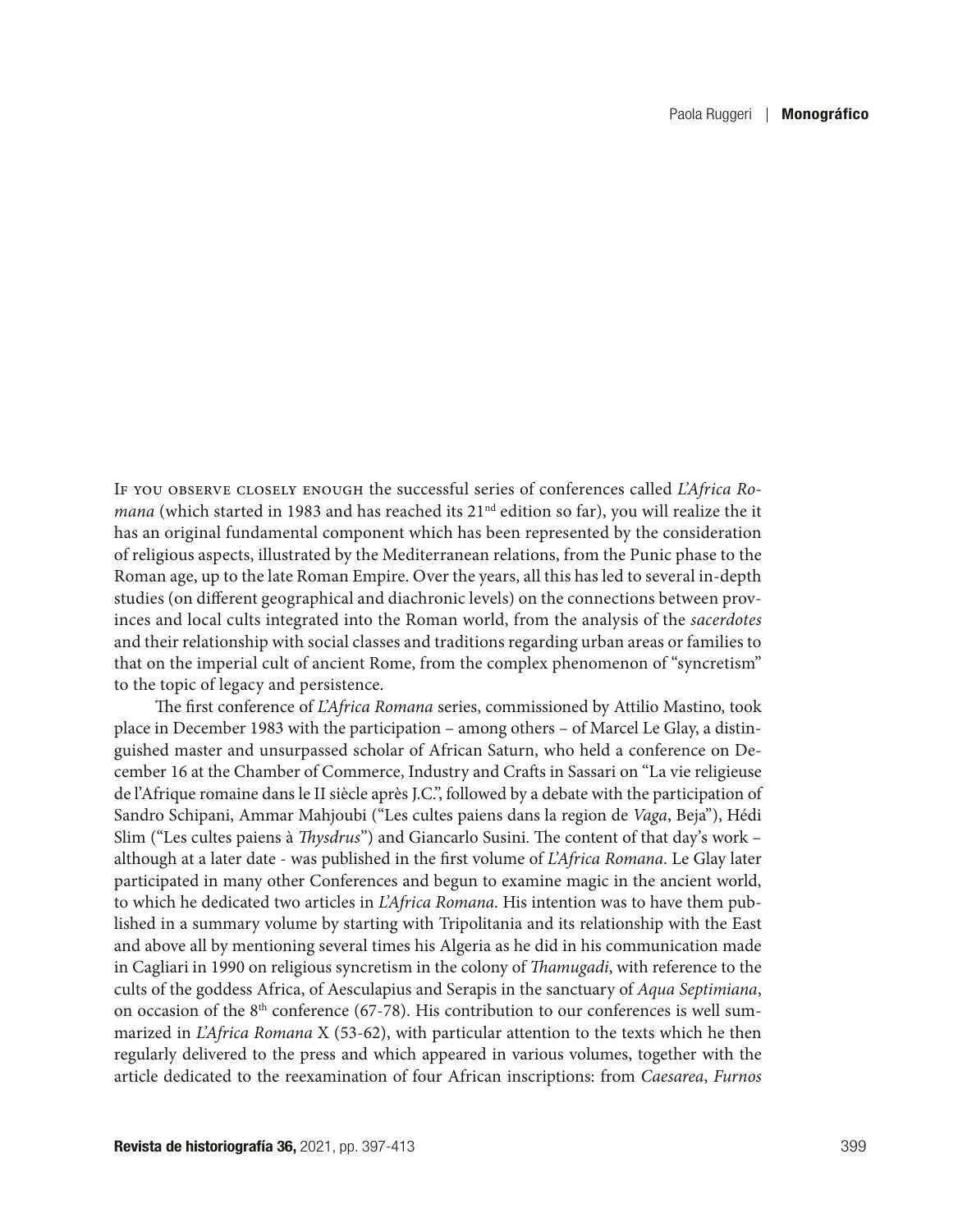If you observe closely enough the successful series of conferences called *L'Africa Romana* (which started in 1983 and has reached its 21[nd] edition so far), you will realize the it has an original fundamental component which has been represented by the consideration of religious aspects, illustrated by the Mediterranean relations, from the Punic phase to the Roman age, up to the late Roman Empire. Over the years, all this has led to several in-depth studies (on different geographical and diachronic levels) on the connections between provinces and local cults integrated into the Roman world, from the analysis of the *sacerdotes* and their relationship with social classes and traditions regarding urban areas or families to that on the imperial cult of ancient Rome, from the complex phenomenon of "syncretism" to the topic of legacy and persistence.

The first conference of *L'Africa Romana* series, commissioned by Attilio Mastino, took place in December 1983 with the participation – among others – of Marcel Le Glay, a distinguished master and unsurpassed scholar of African Saturn, who held a conference on December 16 at the Chamber of Commerce, Industry and Crafts in Sassari on "La vie religieuse de l'Afrique romaine dans le II siècle après J.C.", followed by a debate with the participation of Sandro Schipani, Ammar Mahjoubi ("Les cultes paiens dans la region de *Vaga*, Beja"), Hédi Slim ("Les cultes paiens à *Thysdrus*") and Giancarlo Susini. The content of that day's work – although at a later date - was published in the first volume of *L'Africa Romana*. Le Glay later participated in many other Conferences and begun to examine magic in the ancient world, to which he dedicated two articles in *L'Africa Romana*. His intention was to have them published in a summary volume by starting with Tripolitania and its relationship with the East and above all by mentioning several times his Algeria as he did in his communication made in Cagliari in 1990 on religious syncretism in the colony of *Thamugadi*, with reference to the cults of the goddess Africa, of Aesculapius and Serapis in the sanctuary of *Aqua Septimiana*, on occasion of the 8[th] conference (67-78). His contribution to our conferences is well summarized in *L'Africa Romana* X (53-62), with particular attention to the texts which he then regularly delivered to the press and which appeared in various volumes, together with the article dedicated to the reexamination of four African inscriptions: from *Caesarea*, *Furnos*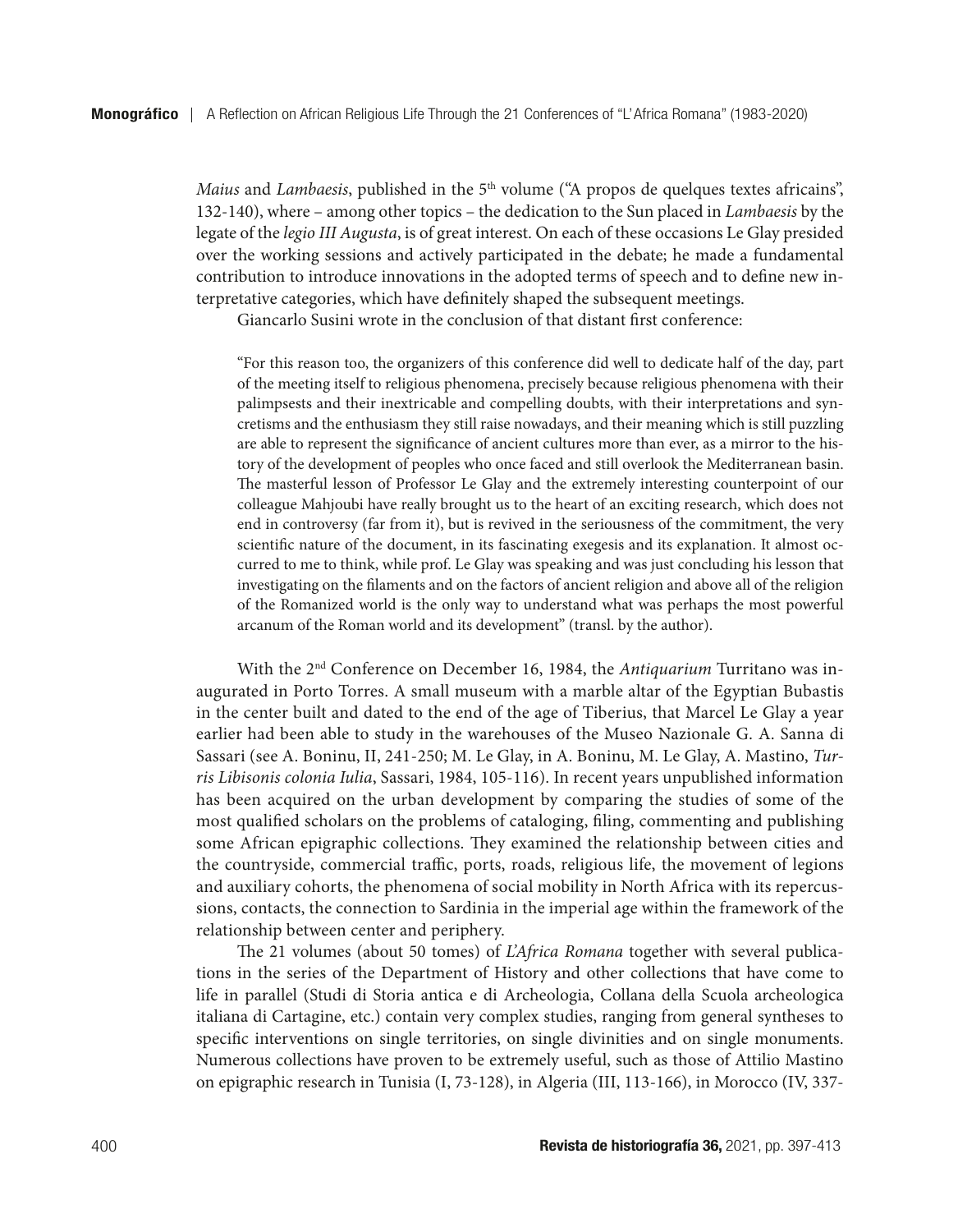*Maius* and *Lambaesis*, published in the 5th volume ("A propos de quelques textes africains", 132-140), where – among other topics – the dedication to the Sun placed in *Lambaesis* by the legate of the *legio III Augusta*, is of great interest. On each of these occasions Le Glay presided over the working sessions and actively participated in the debate; he made a fundamental contribution to introduce innovations in the adopted terms of speech and to define new interpretative categories, which have definitely shaped the subsequent meetings.

Giancarlo Susini wrote in the conclusion of that distant first conference:

> "For this reason too, the organizers of this conference did well to dedicate half of the day, part of the meeting itself to religious phenomena, precisely because religious phenomena with their palimpsests and their inextricable and compelling doubts, with their interpretations and syncretisms and the enthusiasm they still raise nowadays, and their meaning which is still puzzling are able to represent the significance of ancient cultures more than ever, as a mirror to the history of the development of peoples who once faced and still overlook the Mediterranean basin. The masterful lesson of Professor Le Glay and the extremely interesting counterpoint of our colleague Mahjoubi have really brought us to the heart of an exciting research, which does not end in controversy (far from it), but is revived in the seriousness of the commitment, the very scientific nature of the document, in its fascinating exegesis and its explanation. It almost occurred to me to think, while prof. Le Glay was speaking and was just concluding his lesson that investigating on the filaments and on the factors of ancient religion and above all of the religion of the Romanized world is the only way to understand what was perhaps the most powerful arcanum of the Roman world and its development" (transl. by the author).

With the 2nd Conference on December 16, 1984, the *Antiquarium* Turritano was inaugurated in Porto Torres. A small museum with a marble altar of the Egyptian Bubastis in the center built and dated to the end of the age of Tiberius, that Marcel Le Glay a year earlier had been able to study in the warehouses of the Museo Nazionale G. A. Sanna di Sassari (see A. Boninu, II, 241-250; M. Le Glay, in A. Boninu, M. Le Glay, A. Mastino, *Turris Libisonis colonia Iulia*, Sassari, 1984, 105-116). In recent years unpublished information has been acquired on the urban development by comparing the studies of some of the most qualified scholars on the problems of cataloging, filing, commenting and publishing some African epigraphic collections. They examined the relationship between cities and the countryside, commercial traffic, ports, roads, religious life, the movement of legions and auxiliary cohorts, the phenomena of social mobility in North Africa with its repercussions, contacts, the connection to Sardinia in the imperial age within the framework of the relationship between center and periphery.

The 21 volumes (about 50 tomes) of *L'Africa Romana* together with several publications in the series of the Department of History and other collections that have come to life in parallel (Studi di Storia antica e di Archeologia, Collana della Scuola archeologica italiana di Cartagine, etc.) contain very complex studies, ranging from general syntheses to specific interventions on single territories, on single divinities and on single monuments. Numerous collections have proven to be extremely useful, such as those of Attilio Mastino on epigraphic research in Tunisia (I, 73-128), in Algeria (III, 113-166), in Morocco (IV, 337-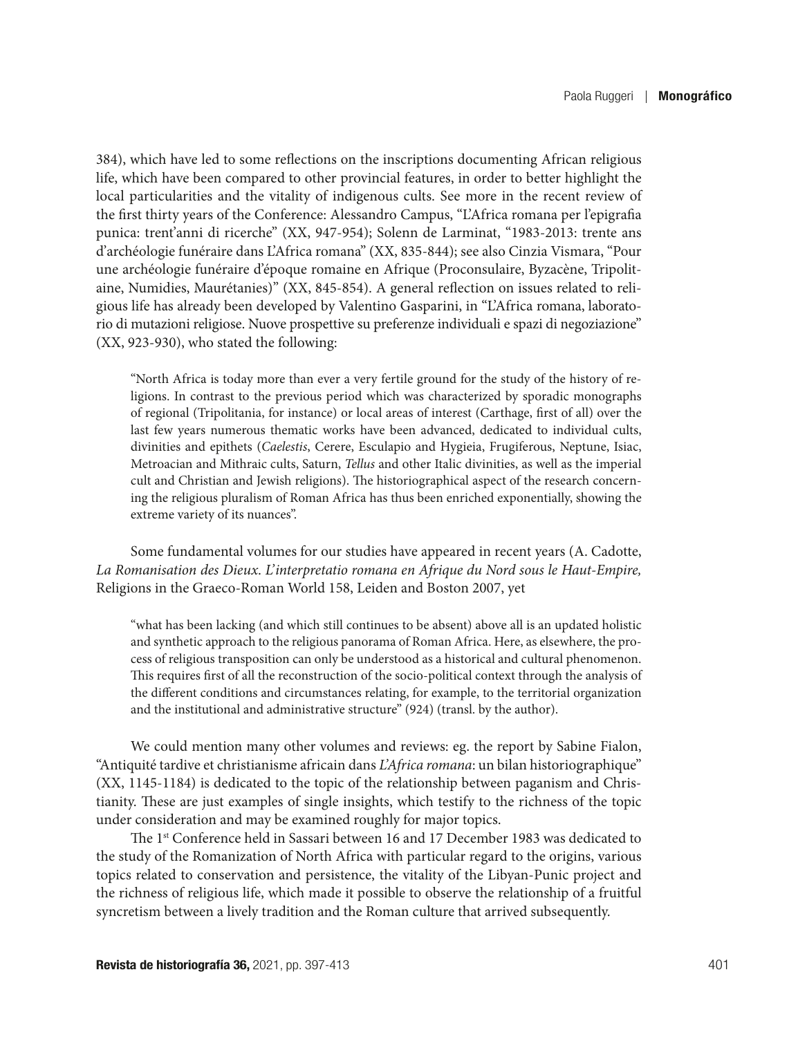384), which have led to some reflections on the inscriptions documenting African religious life, which have been compared to other provincial features, in order to better highlight the local particularities and the vitality of indigenous cults. See more in the recent review of the first thirty years of the Conference: Alessandro Campus, "L'Africa romana per l'epigrafia punica: trent'anni di ricerche" (XX, 947-954); Solenn de Larminat, "1983-2013: trente ans d'archéologie funéraire dans L'Africa romana" (XX, 835-844); see also Cinzia Vismara, "Pour une archéologie funéraire d'époque romaine en Afrique (Proconsulaire, Byzacène, Tripolitaine, Numidies, Maurétanies)" (XX, 845-854). A general reflection on issues related to religious life has already been developed by Valentino Gasparini, in "L'Africa romana, laboratorio di mutazioni religiose. Nuove prospettive su preferenze individuali e spazi di negoziazione" (XX, 923-930), who stated the following:

> "North Africa is today more than ever a very fertile ground for the study of the history of religions. In contrast to the previous period which was characterized by sporadic monographs of regional (Tripolitania, for instance) or local areas of interest (Carthage, first of all) over the last few years numerous thematic works have been advanced, dedicated to individual cults, divinities and epithets (*Caelestis*, Cerere, Esculapio and Hygieia, Frugiferous, Neptune, Isiac, Metroacian and Mithraic cults, Saturn, *Tellus* and other Italic divinities, as well as the imperial cult and Christian and Jewish religions). The historiographical aspect of the research concerning the religious pluralism of Roman Africa has thus been enriched exponentially, showing the extreme variety of its nuances".

Some fundamental volumes for our studies have appeared in recent years (A. Cadotte, *La Romanisation des Dieux. L'interpretatio romana en Afrique du Nord sous le Haut-Empire,* Religions in the Graeco-Roman World 158, Leiden and Boston 2007, yet

> "what has been lacking (and which still continues to be absent) above all is an updated holistic and synthetic approach to the religious panorama of Roman Africa. Here, as elsewhere, the process of religious transposition can only be understood as a historical and cultural phenomenon. This requires first of all the reconstruction of the socio-political context through the analysis of the different conditions and circumstances relating, for example, to the territorial organization and the institutional and administrative structure" (924) (transl. by the author).

We could mention many other volumes and reviews: eg. the report by Sabine Fialon, "Antiquité tardive et christianisme africain dans *L'Africa romana*: un bilan historiographique" (XX, 1145-1184) is dedicated to the topic of the relationship between paganism and Christianity. These are just examples of single insights, which testify to the richness of the topic under consideration and may be examined roughly for major topics.

The 1st Conference held in Sassari between 16 and 17 December 1983 was dedicated to the study of the Romanization of North Africa with particular regard to the origins, various topics related to conservation and persistence, the vitality of the Libyan-Punic project and the richness of religious life, which made it possible to observe the relationship of a fruitful syncretism between a lively tradition and the Roman culture that arrived subsequently.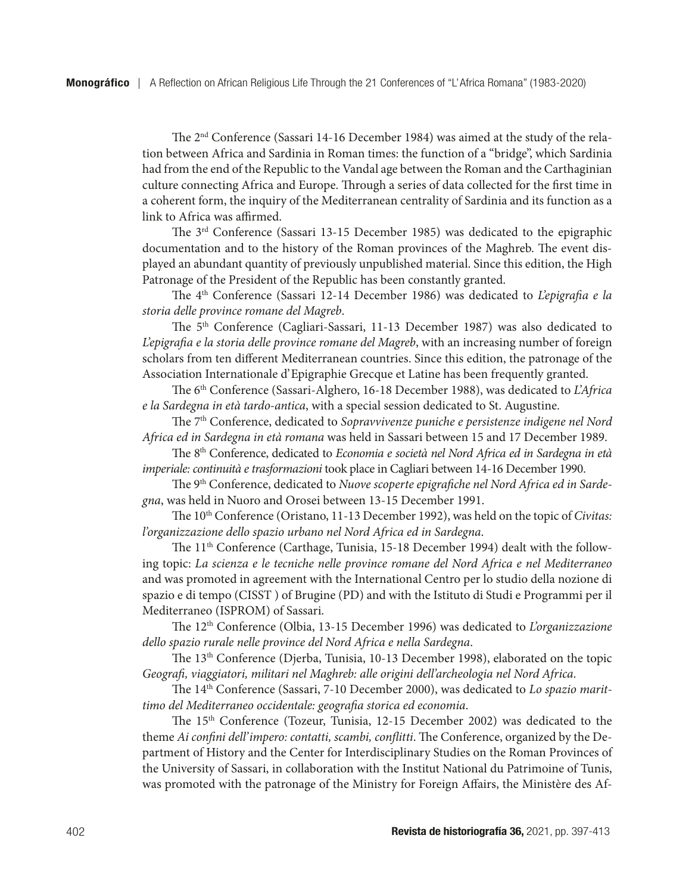The 2nd Conference (Sassari 14-16 December 1984) was aimed at the study of the relation between Africa and Sardinia in Roman times: the function of a "bridge", which Sardinia had from the end of the Republic to the Vandal age between the Roman and the Carthaginian culture connecting Africa and Europe. Through a series of data collected for the first time in a coherent form, the inquiry of the Mediterranean centrality of Sardinia and its function as a link to Africa was affirmed.

The 3rd Conference (Sassari 13-15 December 1985) was dedicated to the epigraphic documentation and to the history of the Roman provinces of the Maghreb. The event displayed an abundant quantity of previously unpublished material. Since this edition, the High Patronage of the President of the Republic has been constantly granted.

The 4th Conference (Sassari 12-14 December 1986) was dedicated to *L'epigrafia e la storia delle province romane del Magreb*.

The 5th Conference (Cagliari-Sassari, 11-13 December 1987) was also dedicated to *L'epigrafia e la storia delle province romane del Magreb*, with an increasing number of foreign scholars from ten different Mediterranean countries. Since this edition, the patronage of the Association Internationale d'Epigraphie Grecque et Latine has been frequently granted.

The 6th Conference (Sassari-Alghero, 16-18 December 1988), was dedicated to *L'Africa e la Sardegna in età tardo-antica*, with a special session dedicated to St. Augustine.

The 7th Conference, dedicated to *Sopravvivenze puniche e persistenze indigene nel Nord Africa ed in Sardegna in età romana* was held in Sassari between 15 and 17 December 1989.

The 8th Conference, dedicated to *Economia e società nel Nord Africa ed in Sardegna in età imperiale: continuità e trasformazioni* took place in Cagliari between 14-16 December 1990.

The 9th Conference, dedicated to *Nuove scoperte epigrafiche nel Nord Africa ed in Sardegna*, was held in Nuoro and Orosei between 13-15 December 1991.

The 10th Conference (Oristano, 11-13 December 1992), was held on the topic of *Civitas: l'organizzazione dello spazio urbano nel Nord Africa ed in Sardegna*.

The 11th Conference (Carthage, Tunisia, 15-18 December 1994) dealt with the following topic: *La scienza e le tecniche nelle province romane del Nord Africa e nel Mediterraneo* and was promoted in agreement with the International Centro per lo studio della nozione di spazio e di tempo (CISST ) of Brugine (PD) and with the Istituto di Studi e Programmi per il Mediterraneo (ISPROM) of Sassari.

The 12th Conference (Olbia, 13-15 December 1996) was dedicated to *L'organizzazione dello spazio rurale nelle province del Nord Africa e nella Sardegna*.

The 13th Conference (Djerba, Tunisia, 10-13 December 1998), elaborated on the topic *Geografi, viaggiatori, militari nel Maghreb: alle origini dell'archeologia nel Nord Africa*.

The 14th Conference (Sassari, 7-10 December 2000), was dedicated to *Lo spazio marittimo del Mediterraneo occidentale: geografia storica ed economia*.

The 15th Conference (Tozeur, Tunisia, 12-15 December 2002) was dedicated to the theme *Ai confini dell'impero: contatti, scambi, conflitti*. The Conference, organized by the Department of History and the Center for Interdisciplinary Studies on the Roman Provinces of the University of Sassari, in collaboration with the Institut National du Patrimoine of Tunis, was promoted with the patronage of the Ministry for Foreign Affairs, the Ministère des Af-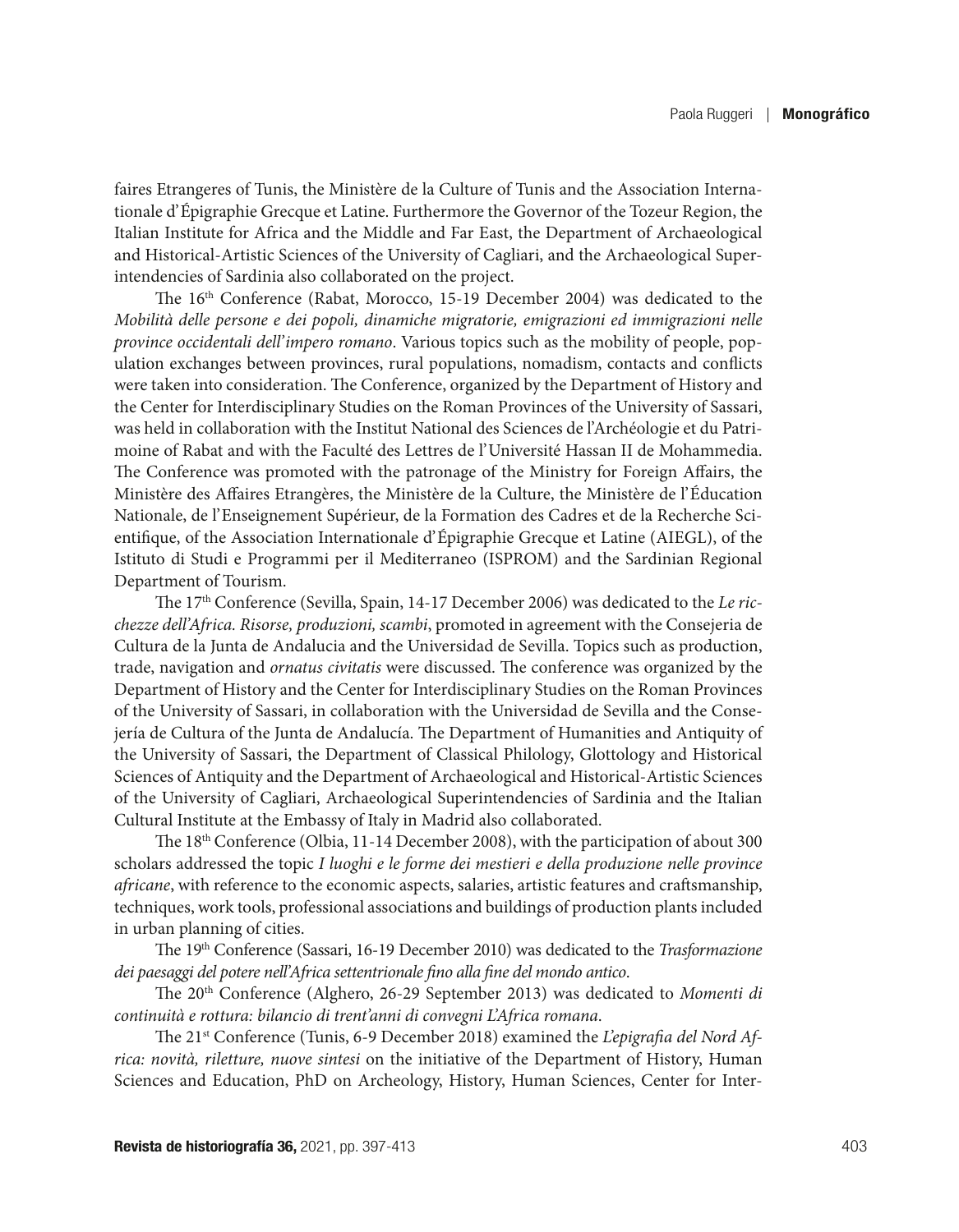faires Etrangeres of Tunis, the Ministère de la Culture of Tunis and the Association Internationale d'Épigraphie Grecque et Latine. Furthermore the Governor of the Tozeur Region, the Italian Institute for Africa and the Middle and Far East, the Department of Archaeological and Historical-Artistic Sciences of the University of Cagliari, and the Archaeological Superintendencies of Sardinia also collaborated on the project.

The 16th Conference (Rabat, Morocco, 15-19 December 2004) was dedicated to the *Mobilità delle persone e dei popoli, dinamiche migratorie, emigrazioni ed immigrazioni nelle province occidentali dell'impero romano*. Various topics such as the mobility of people, population exchanges between provinces, rural populations, nomadism, contacts and conflicts were taken into consideration. The Conference, organized by the Department of History and the Center for Interdisciplinary Studies on the Roman Provinces of the University of Sassari, was held in collaboration with the Institut National des Sciences de l'Archéologie et du Patrimoine of Rabat and with the Faculté des Lettres de l'Université Hassan II de Mohammedia. The Conference was promoted with the patronage of the Ministry for Foreign Affairs, the Ministère des Affaires Etrangères, the Ministère de la Culture, the Ministère de l'Éducation Nationale, de l'Enseignement Supérieur, de la Formation des Cadres et de la Recherche Scientifique, of the Association Internationale d'Épigraphie Grecque et Latine (AIEGL), of the Istituto di Studi e Programmi per il Mediterraneo (ISPROM) and the Sardinian Regional Department of Tourism.

The 17th Conference (Sevilla, Spain, 14-17 December 2006) was dedicated to the *Le ricchezze dell'Africa. Risorse, produzioni, scambi*, promoted in agreement with the Consejeria de Cultura de la Junta de Andalucia and the Universidad de Sevilla. Topics such as production, trade, navigation and *ornatus civitatis* were discussed. The conference was organized by the Department of History and the Center for Interdisciplinary Studies on the Roman Provinces of the University of Sassari, in collaboration with the Universidad de Sevilla and the Consejería de Cultura of the Junta de Andalucía. The Department of Humanities and Antiquity of the University of Sassari, the Department of Classical Philology, Glottology and Historical Sciences of Antiquity and the Department of Archaeological and Historical-Artistic Sciences of the University of Cagliari, Archaeological Superintendencies of Sardinia and the Italian Cultural Institute at the Embassy of Italy in Madrid also collaborated.

The 18th Conference (Olbia, 11-14 December 2008), with the participation of about 300 scholars addressed the topic *I luoghi e le forme dei mestieri e della produzione nelle province africane*, with reference to the economic aspects, salaries, artistic features and craftsmanship, techniques, work tools, professional associations and buildings of production plants included in urban planning of cities.

The 19th Conference (Sassari, 16-19 December 2010) was dedicated to the *Trasformazione dei paesaggi del potere nell'Africa settentrionale fino alla fine del mondo antico*.

The 20th Conference (Alghero, 26-29 September 2013) was dedicated to *Momenti di continuità e rottura: bilancio di trent'anni di convegni L'Africa romana*.

The 21st Conference (Tunis, 6-9 December 2018) examined the *L'epigrafia del Nord Africa: novità, riletture, nuove sintesi* on the initiative of the Department of History, Human Sciences and Education, PhD on Archeology, History, Human Sciences, Center for Inter-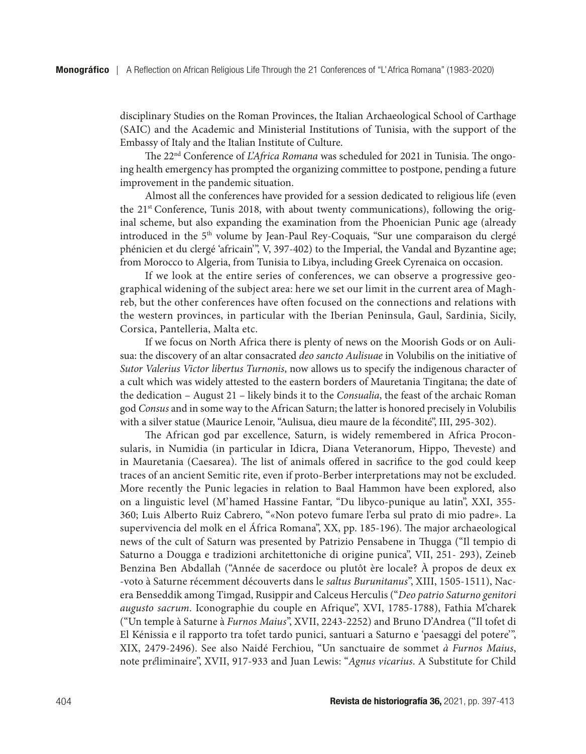disciplinary Studies on the Roman Provinces, the Italian Archaeological School of Carthage (SAIC) and the Academic and Ministerial Institutions of Tunisia, with the support of the Embassy of Italy and the Italian Institute of Culture.

The 22nd Conference of *L'Africa Romana* was scheduled for 2021 in Tunisia. The ongoing health emergency has prompted the organizing committee to postpone, pending a future improvement in the pandemic situation.

Almost all the conferences have provided for a session dedicated to religious life (even the 21st Conference, Tunis 2018, with about twenty communications), following the original scheme, but also expanding the examination from the Phoenician Punic age (already introduced in the 5th volume by Jean-Paul Rey-Coquais, "Sur une comparaison du clergé phénicien et du clergé 'africain'", V, 397-402) to the Imperial, the Vandal and Byzantine age; from Morocco to Algeria, from Tunisia to Libya, including Greek Cyrenaica on occasion.

If we look at the entire series of conferences, we can observe a progressive geographical widening of the subject area: here we set our limit in the current area of Maghreb, but the other conferences have often focused on the connections and relations with the western provinces, in particular with the Iberian Peninsula, Gaul, Sardinia, Sicily, Corsica, Pantelleria, Malta etc.

If we focus on North Africa there is plenty of news on the Moorish Gods or on Aulisua: the discovery of an altar consacrated *deo sancto Aulisuae* in Volubilis on the initiative of *Sutor Valerius Victor libertus Turnonis*, now allows us to specify the indigenous character of a cult which was widely attested to the eastern borders of Mauretania Tingitana; the date of the dedication – August 21 – likely binds it to the *Consualia*, the feast of the archaic Roman god *Consus* and in some way to the African Saturn; the latter is honored precisely in Volubilis with a silver statue (Maurice Lenoir, "Aulisua, dieu maure de la fécondité", III, 295-302).

The African god par excellence, Saturn, is widely remembered in Africa Proconsularis, in Numidia (in particular in Idicra, Diana Veteranorum, Hippo, Theveste) and in Mauretania (Caesarea). The list of animals offered in sacrifice to the god could keep traces of an ancient Semitic rite, even if proto-Berber interpretations may not be excluded. More recently the Punic legacies in relation to Baal Hammon have been explored, also on a linguistic level (M'hamed Hassine Fantar, "Du libyco-punique au latin", XXI, 355-360; Luis Alberto Ruiz Cabrero, "«Non potevo fumare l'erba sul prato di mio padre». La supervivencia del molk en el África Romana", XX, pp. 185-196). The major archaeological news of the cult of Saturn was presented by Patrizio Pensabene in Thugga ("Il tempio di Saturno a Dougga e tradizioni architettoniche di origine punica", VII, 251- 293), Zeineb Benzina Ben Abdallah ("Année de sacerdoce ou plutôt ère locale? À propos de deux ex -voto à Saturne récemment découverts dans le *saltus Burunitanus*", XIII, 1505-1511), Nacera Benseddik among Timgad, Rusippir and Calceus Herculis ("*Deo patrio Saturno genitori augusto sacrum*. Iconographie du couple en Afrique", XVI, 1785-1788), Fathia M'charek ("Un temple à Saturne à *Furnos Maius*", XVII, 2243-2252) and Bruno D'Andrea ("Il tofet di El Kénissia e il rapporto tra tofet tardo punici, santuari a Saturno e 'paesaggi del potere'", XIX, 2479-2496). See also Naidé Ferchiou, "Un sanctuaire de sommet *à Furnos Maius*, note préliminaire", XVII, 917-933 and Juan Lewis: "*Agnus vicarius*. A Substitute for Child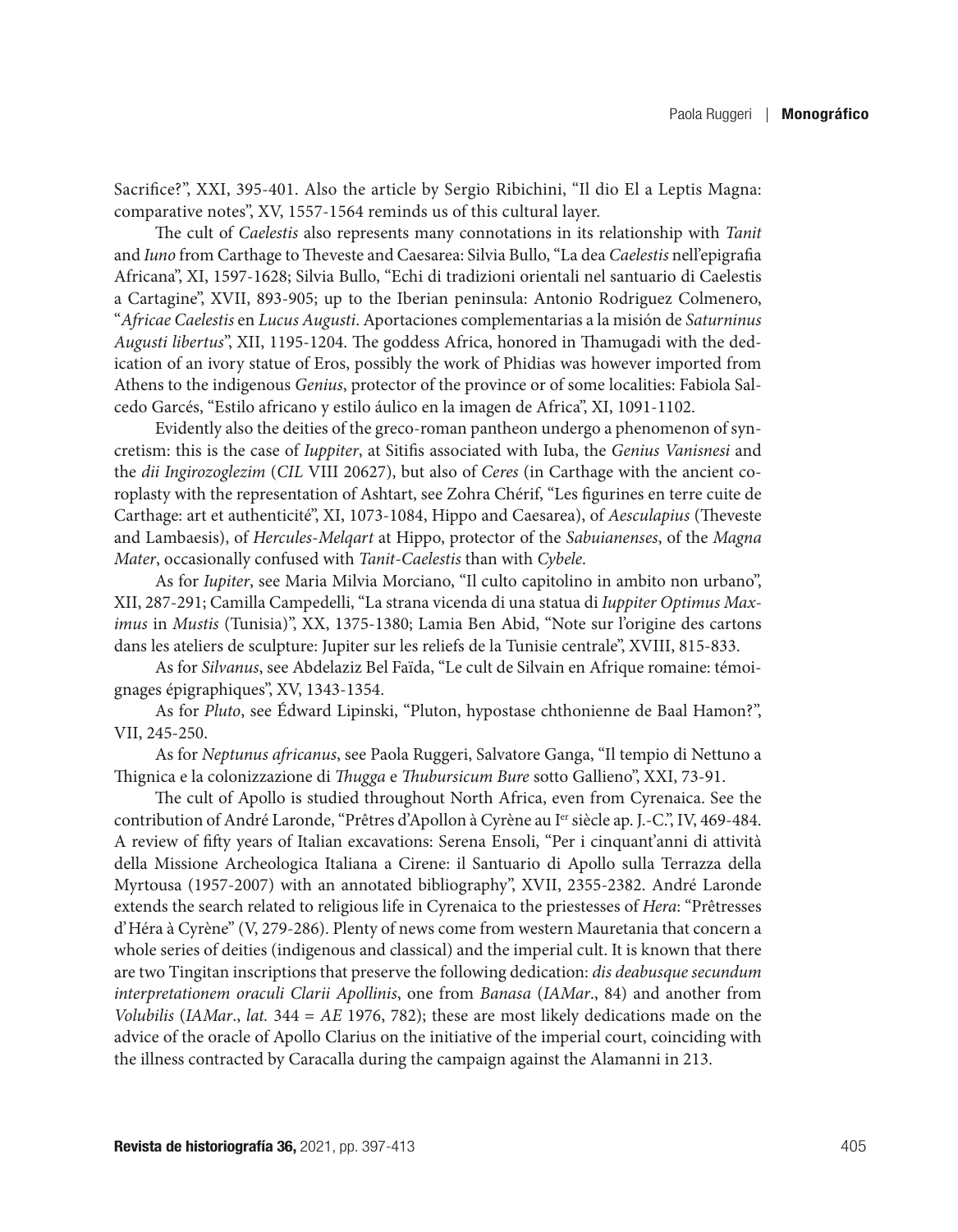Sacrifice?", XXI, 395-401. Also the article by Sergio Ribichini, "Il dio El a Leptis Magna: comparative notes", XV, 1557-1564 reminds us of this cultural layer.

The cult of *Caelestis* also represents many connotations in its relationship with *Tanit* and *Iuno* from Carthage to Theveste and Caesarea: Silvia Bullo, "La dea *Caelestis* nell'epigrafia Africana", XI, 1597-1628; Silvia Bullo, "Echi di tradizioni orientali nel santuario di Caelestis a Cartagine", XVII, 893-905; up to the Iberian peninsula: Antonio Rodriguez Colmenero, "*Africae Caelestis* en *Lucus Augusti*. Aportaciones complementarias a la misión de *Saturninus Augusti libertus*", XII, 1195-1204. The goddess Africa, honored in Thamugadi with the dedication of an ivory statue of Eros, possibly the work of Phidias was however imported from Athens to the indigenous *Genius*, protector of the province or of some localities: Fabiola Salcedo Garcés, "Estilo africano y estilo áulico en la imagen de Africa", XI, 1091-1102.

Evidently also the deities of the greco-roman pantheon undergo a phenomenon of syncretism: this is the case of *Iuppiter*, at Sitifis associated with Iuba, the *Genius Vanisnesi* and the *dii Ingirozoglezim* (*CIL* VIII 20627), but also of *Ceres* (in Carthage with the ancient coroplasty with the representation of Ashtart, see Zohra Chérif, "Les figurines en terre cuite de Carthage: art et authenticité", XI, 1073-1084, Hippo and Caesarea), of *Aesculapius* (Theveste and Lambaesis), of *Hercules-Melqart* at Hippo, protector of the *Sabuianenses*, of the *Magna Mater*, occasionally confused with *Tanit-Caelestis* than with *Cybele*.

As for *Iupiter*, see Maria Milvia Morciano, "Il culto capitolino in ambito non urbano", XII, 287-291; Camilla Campedelli, "La strana vicenda di una statua di *Iuppiter Optimus Maximus* in *Mustis* (Tunisia)", XX, 1375-1380; Lamia Ben Abid, "Note sur l'origine des cartons dans les ateliers de sculpture: Jupiter sur les reliefs de la Tunisie centrale", XVIII, 815-833.

As for *Silvanus*, see Abdelaziz Bel Faïda, "Le cult de Silvain en Afrique romaine: témoignages épigraphiques", XV, 1343-1354.

As for *Pluto*, see Édward Lipinski, "Pluton, hypostase chthonienne de Baal Hamon?", VII, 245-250.

As for *Neptunus africanus*, see Paola Ruggeri, Salvatore Ganga, "Il tempio di Nettuno a Thignica e la colonizzazione di *Thugga* e *Thubursicum Bure* sotto Gallieno", XXI, 73-91.

The cult of Apollo is studied throughout North Africa, even from Cyrenaica. See the contribution of André Laronde, "Prêtres d'Apollon à Cyrène au I[er] siècle ap. J.-C.", IV, 469-484. A review of fifty years of Italian excavations: Serena Ensoli, "Per i cinquant'anni di attività della Missione Archeologica Italiana a Cirene: il Santuario di Apollo sulla Terrazza della Myrtousa (1957-2007) with an annotated bibliography", XVII, 2355-2382. André Laronde extends the search related to religious life in Cyrenaica to the priestesses of *Hera*: "Prêtresses d'Héra à Cyrène" (V, 279-286). Plenty of news come from western Mauretania that concern a whole series of deities (indigenous and classical) and the imperial cult. It is known that there are two Tingitan inscriptions that preserve the following dedication: *dis deabusque secundum interpretationem oraculi Clarii Apollinis*, one from *Banasa* (*IAMar*., 84) and another from *Volubilis* (*IAMar*., *lat.* 344 = *AE* 1976, 782); these are most likely dedications made on the advice of the oracle of Apollo Clarius on the initiative of the imperial court, coinciding with the illness contracted by Caracalla during the campaign against the Alamanni in 213.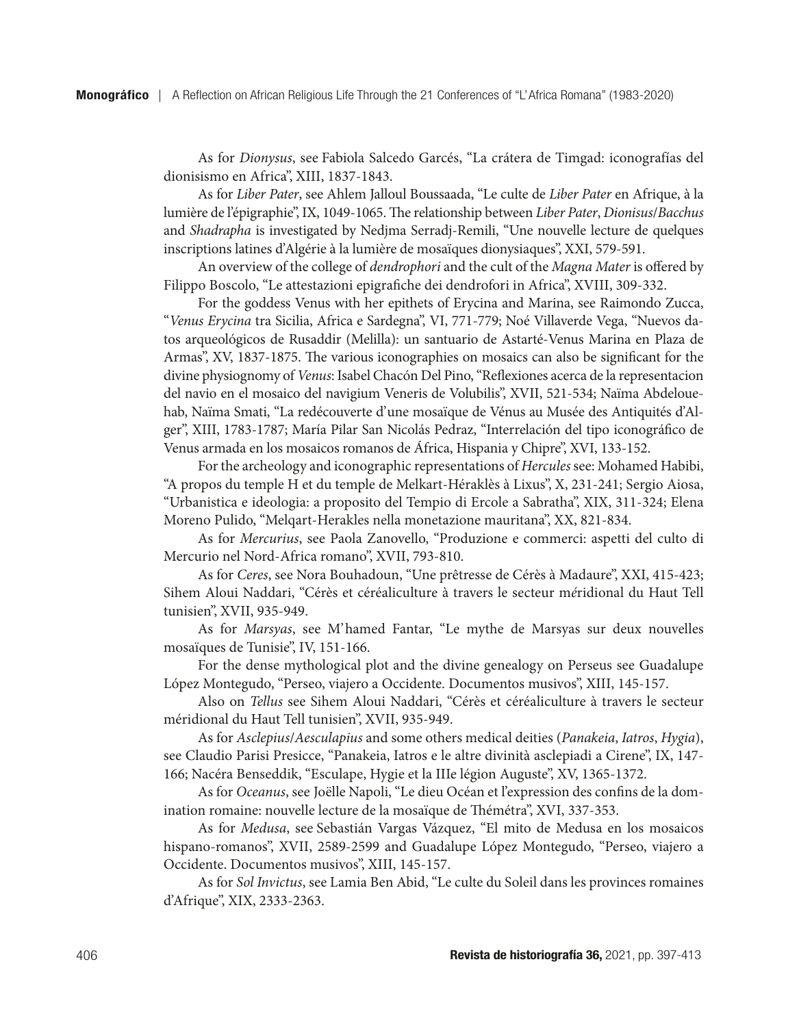As for *Dionysus*, see Fabiola Salcedo Garcés, "La crátera de Timgad: iconografías del dionisismo en Africa", XIII, 1837-1843.

As for *Liber Pater*, see Ahlem Jalloul Boussaada, "Le culte de *Liber Pater* en Afrique, à la lumière de l'épigraphie", IX, 1049-1065. The relationship between *Liber Pater*, *Dionisus*/*Bacchus* and *Shadrapha* is investigated by Nedjma Serradj-Remili, "Une nouvelle lecture de quelques inscriptions latines d'Algérie à la lumière de mosaïques dionysiaques", XXI, 579-591.

An overview of the college of *dendrophori* and the cult of the *Magna Mater* is offered by Filippo Boscolo, "Le attestazioni epigrafiche dei dendrofori in Africa", XVIII, 309-332.

For the goddess Venus with her epithets of Erycina and Marina, see Raimondo Zucca, "*Venus Erycina* tra Sicilia, Africa e Sardegna", VI, 771-779; Noé Villaverde Vega, "Nuevos datos arqueológicos de Rusaddir (Melilla): un santuario de Astarté-Venus Marina en Plaza de Armas", XV, 1837-1875. The various iconographies on mosaics can also be significant for the divine physiognomy of *Venus*: Isabel Chacón Del Pino, "Reflexiones acerca de la representacion del navio en el mosaico del navigium Veneris de Volubilis", XVII, 521-534; Naïma Abdelouehab, Naïma Smati, "La redécouverte d'une mosaïque de Vénus au Musée des Antiquités d'Alger", XIII, 1783-1787; María Pilar San Nicolás Pedraz, "Interrelación del tipo iconográfico de Venus armada en los mosaicos romanos de África, Hispania y Chipre", XVI, 133-152.

For the archeology and iconographic representations of *Hercules* see: Mohamed Habibi, "A propos du temple H et du temple de Melkart-Héraklès à Lixus", X, 231-241; Sergio Aiosa, "Urbanistica e ideologia: a proposito del Tempio di Ercole a Sabratha", XIX, 311-324; Elena Moreno Pulido, "Melqart-Herakles nella monetazione mauritana", XX, 821-834.

As for *Mercurius*, see Paola Zanovello, "Produzione e commerci: aspetti del culto di Mercurio nel Nord-Africa romano", XVII, 793-810.

As for *Ceres*, see Nora Bouhadoun, "Une prêtresse de Cérès à Madaure", XXI, 415-423; Sihem Aloui Naddari, "Cérès et céréaliculture à travers le secteur méridional du Haut Tell tunisien", XVII, 935-949.

As for *Marsyas*, see M'hamed Fantar, "Le mythe de Marsyas sur deux nouvelles mosaïques de Tunisie", IV, 151-166.

For the dense mythological plot and the divine genealogy on Perseus see Guadalupe López Montegudo, "Perseo, viajero a Occidente. Documentos musivos", XIII, 145-157.

Also on *Tellus* see Sihem Aloui Naddari, "Cérès et céréaliculture à travers le secteur méridional du Haut Tell tunisien", XVII, 935-949.

As for *Asclepius*/*Aesculapius* and some others medical deities (*Panakeia*, *Iatros*, *Hygia*), see Claudio Parisi Presicce, "Panakeia, Iatros e le altre divinità asclepiadi a Cirene", IX, 147-166; Nacéra Benseddik, "Esculape, Hygie et la IIIe légion Auguste", XV, 1365-1372.

As for *Oceanus*, see Joëlle Napoli, "Le dieu Océan et l'expression des confins de la domination romaine: nouvelle lecture de la mosaïque de Thémétra", XVI, 337-353.

As for *Medusa*, see Sebastián Vargas Vázquez, "El mito de Medusa en los mosaicos hispano-romanos", XVII, 2589-2599 and Guadalupe López Montegudo, "Perseo, viajero a Occidente. Documentos musivos", XIII, 145-157.

As for *Sol Invictus*, see Lamia Ben Abid, "Le culte du Soleil dans les provinces romaines d'Afrique", XIX, 2333-2363.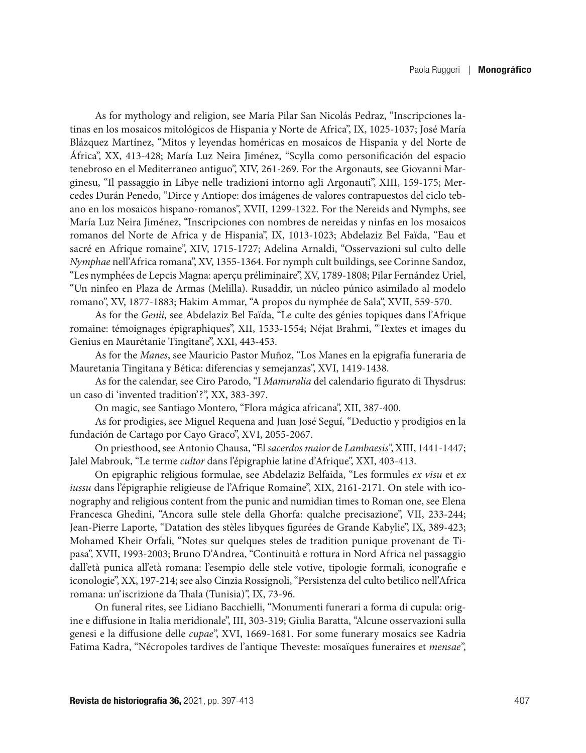As for mythology and religion, see María Pilar San Nicolás Pedraz, "Inscripciones latinas en los mosaicos mitológicos de Hispania y Norte de Africa", IX, 1025-1037; José María Blázquez Martínez, "Mitos y leyendas homéricas en mosaicos de Hispania y del Norte de África", XX, 413-428; María Luz Neira Jiménez, "Scylla como personificación del espacio tenebroso en el Mediterraneo antiguo", XIV, 261-269. For the Argonauts, see Giovanni Marginesu, "Il passaggio in Libye nelle tradizioni intorno agli Argonauti", XIII, 159-175; Mercedes Durán Penedo, "Dirce y Antiope: dos imágenes de valores contrapuestos del ciclo tebano en los mosaicos hispano-romanos", XVII, 1299-1322. For the Nereids and Nymphs, see María Luz Neira Jiménez, "Inscripciones con nombres de nereidas y ninfas en los mosaicos romanos del Norte de Africa y de Hispania", IX, 1013-1023; Abdelaziz Bel Faïda, "Eau et sacré en Afrique romaine", XIV, 1715-1727; Adelina Arnaldi, "Osservazioni sul culto delle *Nymphae* nell'Africa romana", XV, 1355-1364. For nymph cult buildings, see Corinne Sandoz, "Les nymphées de Lepcis Magna: aperçu préliminaire", XV, 1789-1808; Pilar Fernández Uriel, "Un ninfeo en Plaza de Armas (Melilla). Rusaddir, un núcleo púnico asimilado al modelo romano", XV, 1877-1883; Hakim Ammar, "A propos du nymphée de Sala", XVII, 559-570.

As for the *Genii*, see Abdelaziz Bel Faïda, "Le culte des génies topiques dans l'Afrique romaine: témoignages épigraphiques", XII, 1533-1554; Néjat Brahmi, "Textes et images du Genius en Maurétanie Tingitane", XXI, 443-453.

As for the *Manes*, see Mauricio Pastor Muñoz, "Los Manes en la epigrafía funeraria de Mauretania Tingitana y Bética: diferencias y semejanzas", XVI, 1419-1438.

As for the calendar, see Ciro Parodo, "I *Mamuralia* del calendario figurato di Thysdrus: un caso di 'invented tradition'?", XX, 383-397.

On magic, see Santiago Montero, "Flora mágica africana", XII, 387-400.

As for prodigies, see Miguel Requena and Juan José Seguí, "Deductio y prodigios en la fundación de Cartago por Cayo Graco", XVI, 2055-2067.

On priesthood, see Antonio Chausa, "El *sacerdos maior* de *Lambaesis*", XIII, 1441-1447; Jalel Mabrouk, "Le terme *cultor* dans l'épigraphie latine d'Afrique", XXI, 403-413.

On epigraphic religious formulae, see Abdelaziz Belfaida, "Les formules *ex visu* et *ex iussu* dans l'épigraphie religieuse de l'Afrique Romaine", XIX, 2161-2171. On stele with iconography and religious content from the punic and numidian times to Roman one, see Elena Francesca Ghedini, "Ancora sulle stele della Ghorfa: qualche precisazione", VII, 233-244; Jean-Pierre Laporte, "Datation des stèles libyques figurées de Grande Kabylie", IX, 389-423; Mohamed Kheir Orfali, "Notes sur quelques steles de tradition punique provenant de Tipasa", XVII, 1993-2003; Bruno D'Andrea, "Continuità e rottura in Nord Africa nel passaggio dall'età punica all'età romana: l'esempio delle stele votive, tipologie formali, iconografie e iconologie", XX, 197-214; see also Cinzia Rossignoli, "Persistenza del culto betilico nell'Africa romana: un'iscrizione da Thala (Tunisia)", IX, 73-96.

On funeral rites, see Lidiano Bacchielli, "Monumenti funerari a forma di cupula: origine e diffusione in Italia meridionale", III, 303-319; Giulia Baratta, "Alcune osservazioni sulla genesi e la diffusione delle *cupae*", XVI, 1669-1681. For some funerary mosaics see Kadria Fatima Kadra, "Nécropoles tardives de l'antique Theveste: mosaïques funeraires et *mensae*",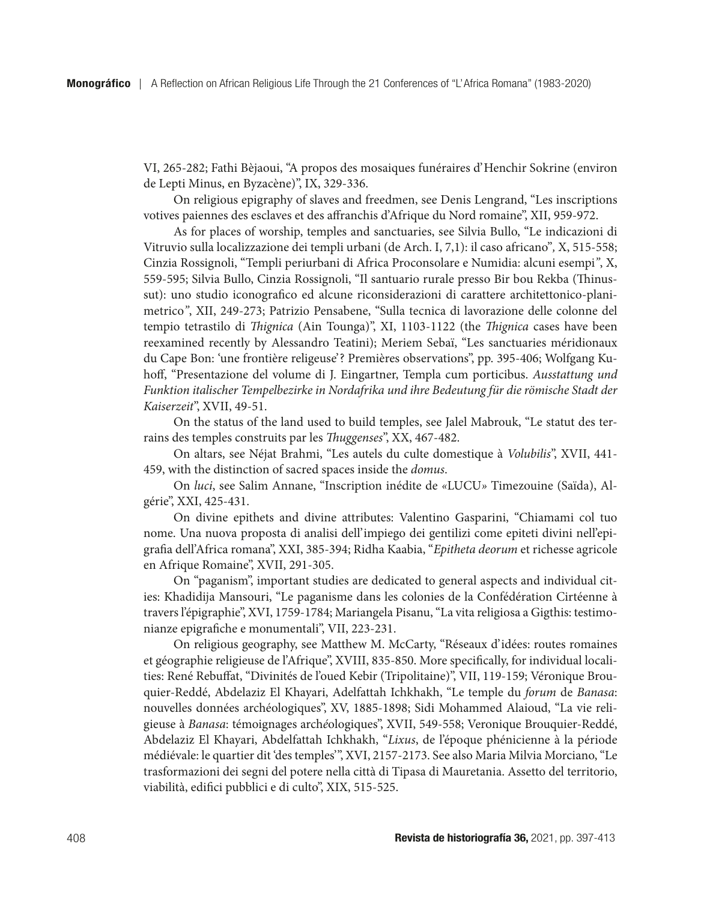VI, 265-282; Fathi Bèjaoui, "A propos des mosaiques funéraires d'Henchir Sokrine (environ de Lepti Minus, en Byzacène)", IX, 329-336.

On religious epigraphy of slaves and freedmen, see Denis Lengrand, "Les inscriptions votives paiennes des esclaves et des affranchis d'Afrique du Nord romaine", XII, 959-972.

As for places of worship, temples and sanctuaries, see Silvia Bullo, "Le indicazioni di Vitruvio sulla localizzazione dei templi urbani (de Arch. I, 7,1): il caso africano", X, 515-558; Cinzia Rossignoli, "Templi periurbani di Africa Proconsolare e Numidia: alcuni esempi", X, 559-595; Silvia Bullo, Cinzia Rossignoli, "Il santuario rurale presso Bir bou Rekba (Thinussut): uno studio iconografico ed alcune riconsiderazioni di carattere architettonico-planimetrico", XII, 249-273; Patrizio Pensabene, "Sulla tecnica di lavorazione delle colonne del tempio tetrastilo di *Thignica* (Ain Tounga)", XI, 1103-1122 (the *Thignica* cases have been reexamined recently by Alessandro Teatini); Meriem Sebaï, "Les sanctuaries méridionaux du Cape Bon: 'une frontière religeuse'? Premières observations", pp. 395-406; Wolfgang Kuhoff, "Presentazione del volume di J. Eingartner, Templa cum porticibus. *Ausstattung und Funktion italischer Tempelbezirke in Nordafrika und ihre Bedeutung für die römische Stadt der Kaiserzeit*", XVII, 49-51.

On the status of the land used to build temples, see Jalel Mabrouk, "Le statut des terrains des temples construits par les *Thuggenses*", XX, 467-482.

On altars, see Néjat Brahmi, "Les autels du culte domestique à *Volubilis*", XVII, 441-459, with the distinction of sacred spaces inside the *domus*.

On *luci*, see Salim Annane, "Inscription inédite de «LUCU» Timezouine (Saïda), Algérie", XXI, 425-431.

On divine epithets and divine attributes: Valentino Gasparini, "Chiamami col tuo nome. Una nuova proposta di analisi dell'impiego dei gentilizi come epiteti divini nell'epigrafia dell'Africa romana", XXI, 385-394; Ridha Kaabia, "*Epitheta deorum* et richesse agricoles en Afrique Romaine", XVII, 291-305.

On "paganism", important studies are dedicated to general aspects and individual cities: Khadidija Mansouri, "Le paganisme dans les colonies de la Confédération Cirtéenne à travers l'épigraphie", XVI, 1759-1784; Mariangela Pisanu, "La vita religiosa a Gigthis: testimonianze epigrafiche e monumentali", VII, 223-231.

On religious geography, see Matthew M. McCarty, "Réseaux d'idées: routes romaines et géographie religieuse de l'Afrique", XVIII, 835-850. More specifically, for individual localities: René Rebuffat, "Divinités de l'oued Kebir (Tripolitaine)", VII, 119-159; Véronique Brouquier-Reddé, Abdelaziz El Khayari, Adelfattah Ichkhakh, "Le temple du *forum* de *Banasa*: nouvelles données archéologiques", XV, 1885-1898; Sidi Mohammed Alaioud, "La vie religieuse à *Banasa*: témoignages archéologiques", XVII, 549-558; Veronique Brouquier-Reddé, Abdelaziz El Khayari, Abdelfattah Ichkhakh, "*Lixus*, de l'époque phénicienne à la période médiévale: le quartier dit 'des temples'", XVI, 2157-2173. See also Maria Milvia Morciano, "Le trasformazioni dei segni del potere nella città di Tipasa di Mauretania. Assetto del territorio, viabilità, edifici pubblici e di culto", XIX, 515-525.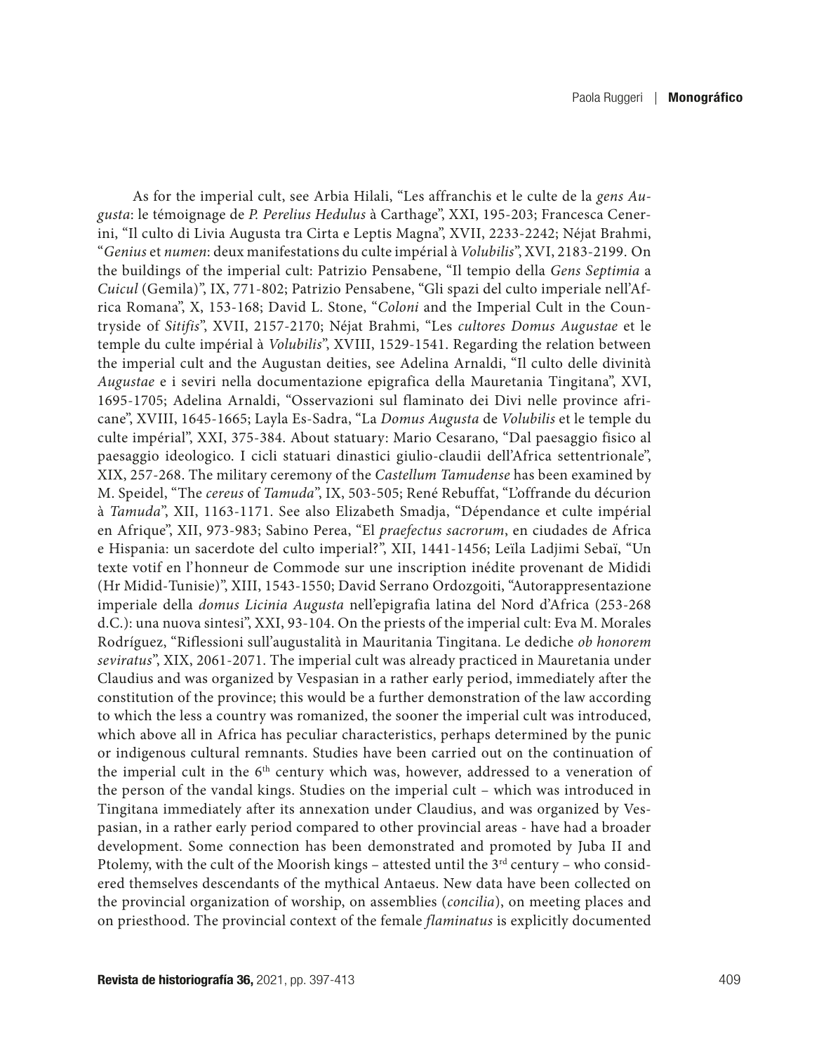As for the imperial cult, see Arbia Hilali, "Les affranchis et le culte de la *gens Augusta*: le témoignage de *P. Perelius Hedulus* à Carthage", XXI, 195-203; Francesca Cenerini, "Il culto di Livia Augusta tra Cirta e Leptis Magna", XVII, 2233-2242; Néjat Brahmi, "*Genius* et *numen*: deux manifestations du culte impérial à *Volubilis*", XVI, 2183-2199. On the buildings of the imperial cult: Patrizio Pensabene, "Il tempio della *Gens Septimia* a *Cuicul* (Gemila)", IX, 771-802; Patrizio Pensabene, "Gli spazi del culto imperiale nell'Africa Romana", X, 153-168; David L. Stone, "*Coloni* and the Imperial Cult in the Countryside of *Sitifis*", XVII, 2157-2170; Néjat Brahmi, "Les *cultores Domus Augustae* et le temple du culte impérial à *Volubilis*", XVIII, 1529-1541. Regarding the relation between the imperial cult and the Augustan deities, see Adelina Arnaldi, "Il culto delle divinità *Augustae* e i seviri nella documentazione epigrafica della Mauretania Tingitana", XVI, 1695-1705; Adelina Arnaldi, "Osservazioni sul flaminato dei Divi nelle province africane", XVIII, 1645-1665; Layla Es-Sadra, "La *Domus Augusta* de *Volubilis* et le temple du culte impérial", XXI, 375-384. About statuary: Mario Cesarano, "Dal paesaggio fisico al paesaggio ideologico. I cicli statuari dinastici giulio-claudii dell'Africa settentrionale", XIX, 257-268. The military ceremony of the *Castellum Tamudense* has been examined by M. Speidel, "The *cereus* of *Tamuda*", IX, 503-505; René Rebuffat, "L'offrande du décurion à *Tamuda*", XII, 1163-1171. See also Elizabeth Smadja, "Dépendance et culte impérial en Afrique", XII, 973-983; Sabino Perea, "El *praefectus sacrorum*, en ciudades de Africa e Hispania: un sacerdote del culto imperial?", XII, 1441-1456; Leïla Ladjimi Sebaï, "Un texte votif en l'honneur de Commode sur une inscription inédite provenant de Mididi (Hr Midid-Tunisie)", XIII, 1543-1550; David Serrano Ordozgoiti, "Autorappresentazione imperiale della *domus Licinia Augusta* nell'epigrafia latina del Nord d'Africa (253-268 d.C.): una nuova sintesi", XXI, 93-104. On the priests of the imperial cult: Eva M. Morales Rodríguez, "Riflessioni sull'augustalità in Mauritania Tingitana. Le dediche *ob honorem seviratus*", XIX, 2061-2071. The imperial cult was already practiced in Mauretania under Claudius and was organized by Vespasian in a rather early period, immediately after the constitution of the province; this would be a further demonstration of the law according to which the less a country was romanized, the sooner the imperial cult was introduced, which above all in Africa has peculiar characteristics, perhaps determined by the punic or indigenous cultural remnants. Studies have been carried out on the continuation of the imperial cult in the 6th century which was, however, addressed to a veneration of the person of the vandal kings. Studies on the imperial cult – which was introduced in Tingitana immediately after its annexation under Claudius, and was organized by Vespasian, in a rather early period compared to other provincial areas - have had a broader development. Some connection has been demonstrated and promoted by Juba II and Ptolemy, with the cult of the Moorish kings – attested until the 3rd century – who considered themselves descendants of the mythical Antaeus. New data have been collected on the provincial organization of worship, on assemblies (*concilia*), on meeting places and on priesthood. The provincial context of the female *flaminatus* is explicitly documented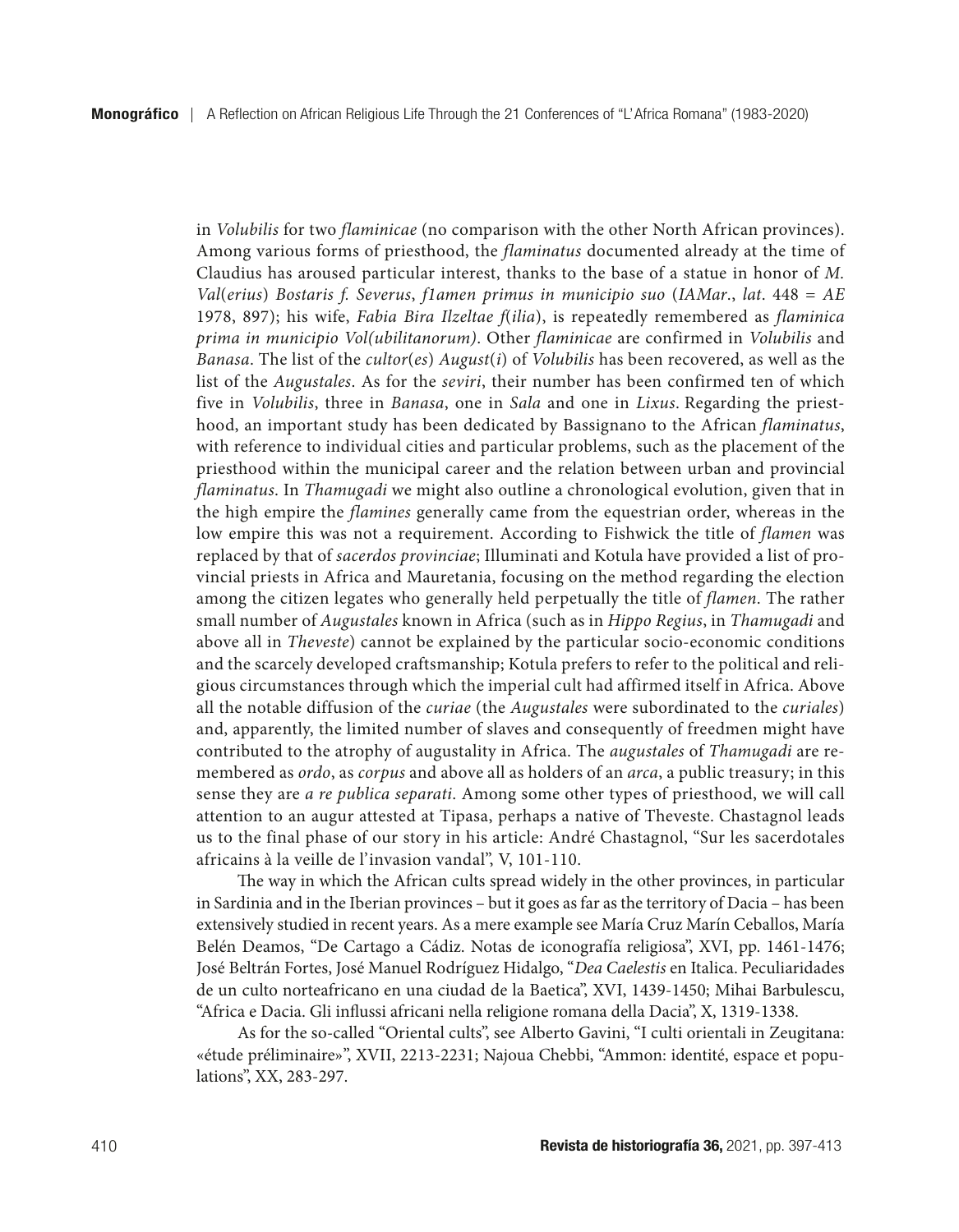in *Volubilis* for two *flaminicae* (no comparison with the other North African provinces). Among various forms of priesthood, the *flaminatus* documented already at the time of Claudius has aroused particular interest, thanks to the base of a statue in honor of *M. Val*(*erius*) *Bostaris f. Severus*, *f1amen primus in municipio suo* (*IAMar*., *lat*. 448 = *AE* 1978, 897); his wife, *Fabia Bira Ilzeltae f*(*ilia*), is repeatedly remembered as *flaminica prima in municipio Vol(ubilitanorum)*. Other *flaminicae* are confirmed in *Volubilis* and *Banasa*. The list of the *cultor*(*es*) *August*(*i*) of *Volubilis* has been recovered, as well as the list of the *Augustales*. As for the *seviri*, their number has been confirmed ten of which five in *Volubilis*, three in *Banasa*, one in *Sala* and one in *Lixus*. Regarding the priesthood, an important study has been dedicated by Bassignano to the African *flaminatus*, with reference to individual cities and particular problems, such as the placement of the priesthood within the municipal career and the relation between urban and provincial *flaminatus*. In *Thamugadi* we might also outline a chronological evolution, given that in the high empire the *flamines* generally came from the equestrian order, whereas in the low empire this was not a requirement. According to Fishwick the title of *flamen* was replaced by that of *sacerdos provinciae*; Illuminati and Kotula have provided a list of provincial priests in Africa and Mauretania, focusing on the method regarding the election among the citizen legates who generally held perpetually the title of *flamen*. The rather small number of *Augustales* known in Africa (such as in *Hippo Regius*, in *Thamugadi* and above all in *Theveste*) cannot be explained by the particular socio-economic conditions and the scarcely developed craftsmanship; Kotula prefers to refer to the political and religious circumstances through which the imperial cult had affirmed itself in Africa. Above all the notable diffusion of the *curiae* (the *Augustales* were subordinated to the *curiales*) and, apparently, the limited number of slaves and consequently of freedmen might have contributed to the atrophy of augustality in Africa. The *augustales* of *Thamugadi* are remembered as *ordo*, as *corpus* and above all as holders of an *arca*, a public treasury; in this sense they are *a re publica separati*. Among some other types of priesthood, we will call attention to an augur attested at Tipasa, perhaps a native of Theveste. Chastagnol leads us to the final phase of our story in his article: André Chastagnol, "Sur les sacerdotales africains à la veille de l'invasion vandal", V, 101-110.

The way in which the African cults spread widely in the other provinces, in particular in Sardinia and in the Iberian provinces – but it goes as far as the territory of Dacia – has been extensively studied in recent years. As a mere example see María Cruz Marín Ceballos, María Belén Deamos, "De Cartago a Cádiz. Notas de iconografía religiosa", XVI, pp. 1461-1476; José Beltrán Fortes, José Manuel Rodríguez Hidalgo, "*Dea Caelestis* en Italica. Peculiaridades de un culto norteafricano en una ciudad de la Baetica", XVI, 1439-1450; Mihai Barbulescu, "Africa e Dacia. Gli influssi africani nella religione romana della Dacia", X, 1319-1338.

As for the so-called "Oriental cults", see Alberto Gavini, "I culti orientali in Zeugitana: «étude préliminaire»", XVII, 2213-2231; Najoua Chebbi, "Ammon: identité, espace et populations", XX, 283-297.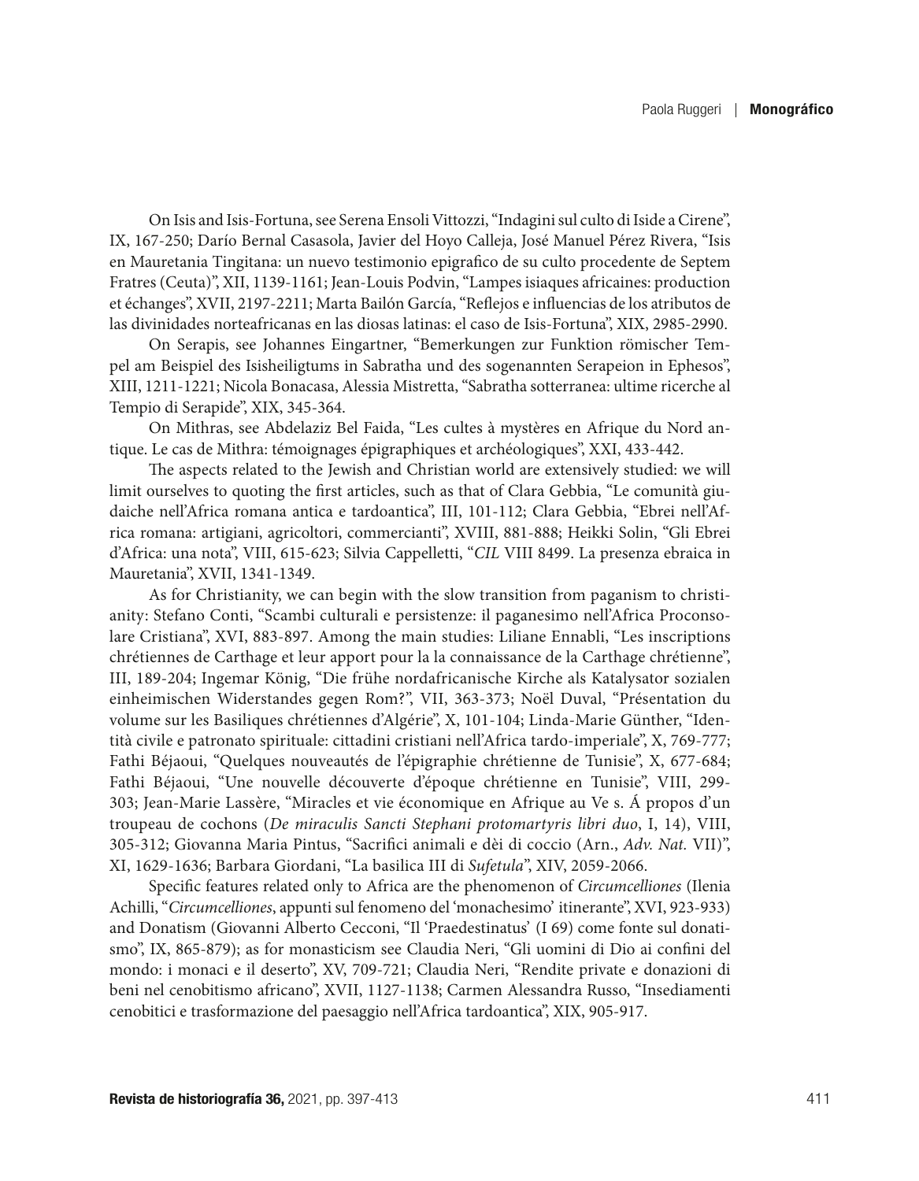On Isis and Isis-Fortuna, see Serena Ensoli Vittozzi, "Indagini sul culto di Iside a Cirene", IX, 167-250; Darío Bernal Casasola, Javier del Hoyo Calleja, José Manuel Pérez Rivera, "Isis en Mauretania Tingitana: un nuevo testimonio epigrafico de su culto procedente de Septem Fratres (Ceuta)", XII, 1139-1161; Jean-Louis Podvin, "Lampes isiaques africaines: production et échanges", XVII, 2197-2211; Marta Bailón García, "Reflejos e influencias de los atributos de las divinidades norteafricanas en las diosas latinas: el caso de Isis-Fortuna", XIX, 2985-2990.

On Serapis, see Johannes Eingartner, "Bemerkungen zur Funktion römischer Tempel am Beispiel des Isisheiligtums in Sabratha und des sogenannten Serapeion in Ephesos", XIII, 1211-1221; Nicola Bonacasa, Alessia Mistretta, "Sabratha sotterranea: ultime ricerche al Tempio di Serapide", XIX, 345-364.

On Mithras, see Abdelaziz Bel Faida, "Les cultes à mystères en Afrique du Nord antique. Le cas de Mithra: témoignages épigraphiques et archéologiques", XXI, 433-442.

The aspects related to the Jewish and Christian world are extensively studied: we will limit ourselves to quoting the first articles, such as that of Clara Gebbia, "Le comunità giudaiche nell'Africa romana antica e tardoantica", III, 101-112; Clara Gebbia, "Ebrei nell'Africa romana: artigiani, agricoltori, commercianti", XVIII, 881-888; Heikki Solin, "Gli Ebrei d'Africa: una nota", VIII, 615-623; Silvia Cappelletti, "*CIL* VIII 8499. La presenza ebraica in Mauretania", XVII, 1341-1349.

As for Christianity, we can begin with the slow transition from paganism to christianity: Stefano Conti, "Scambi culturali e persistenze: il paganesimo nell'Africa Proconsolare Cristiana", XVI, 883-897. Among the main studies: Liliane Ennabli, "Les inscriptions chrétiennes de Carthage et leur apport pour la la connaissance de la Carthage chrétienne", III, 189-204; Ingemar König, "Die frühe nordafricanische Kirche als Katalysator sozialen einheimischen Widerstandes gegen Rom?", VII, 363-373; Noël Duval, "Présentation du volume sur les Basiliques chrétiennes d'Algérie", X, 101-104; Linda-Marie Günther, "Identità civile e patronato spirituale: cittadini cristiani nell'Africa tardo-imperiale", X, 769-777; Fathi Béjaoui, "Quelques nouveautés de l'épigraphie chrétienne de Tunisie", X, 677-684; Fathi Béjaoui, "Une nouvelle découverte d'époque chrétienne en Tunisie", VIII, 299-303; Jean-Marie Lassère, "Miracles et vie économique en Afrique au Ve s. Á propos d'un troupeau de cochons (*De miraculis Sancti Stephani protomartyris libri duo*, I, 14), VIII, 305-312; Giovanna Maria Pintus, "Sacrifici animali e dèi di coccio (Arn., *Adv. Nat.* VII)", XI, 1629-1636; Barbara Giordani, "La basilica III di *Sufetula*", XIV, 2059-2066.

Specific features related only to Africa are the phenomenon of *Circumcelliones* (Ilenia Achilli, "*Circumcelliones*, appunti sul fenomeno del 'monachesimo' itinerante", XVI, 923-933) and Donatism (Giovanni Alberto Cecconi, "Il 'Praedestinatus' (I 69) come fonte sul donatismo", IX, 865-879); as for monasticism see Claudia Neri, "Gli uomini di Dio ai confini del mondo: i monaci e il deserto", XV, 709-721; Claudia Neri, "Rendite private e donazioni di beni nel cenobitismo africano", XVII, 1127-1138; Carmen Alessandra Russo, "Insediamenti cenobitici e trasformazione del paesaggio nell'Africa tardoantica", XIX, 905-917.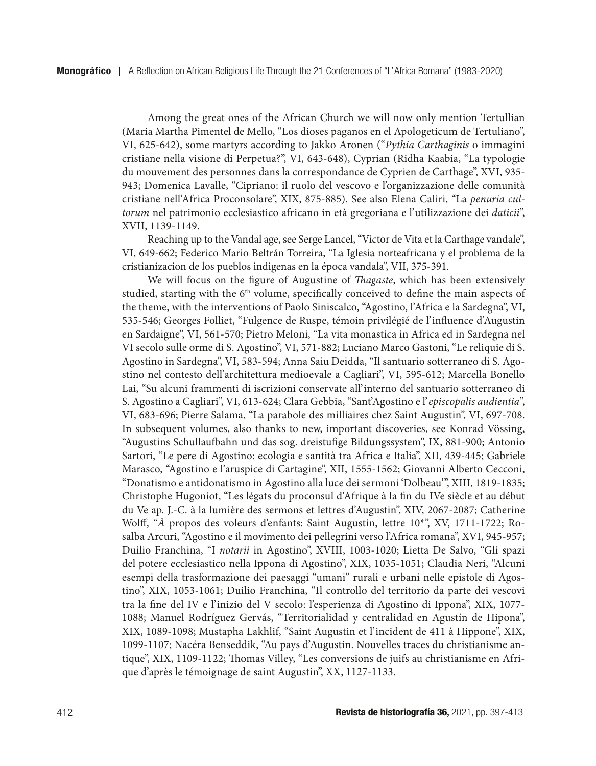Among the great ones of the African Church we will now only mention Tertullian (Maria Martha Pimentel de Mello, "Los dioses paganos en el Apologeticum de Tertuliano", VI, 625-642), some martyrs according to Jakko Aronen ("*Pythia Carthaginis* o immagini cristiane nella visione di Perpetua?", VI, 643-648), Cyprian (Ridha Kaabia, "La typologie du mouvement des personnes dans la correspondance de Cyprien de Carthage", XVI, 935-943; Domenica Lavalle, "Cipriano: il ruolo del vescovo e l'organizzazione delle comunità cristiane nell'Africa Proconsolare", XIX, 875-885). See also Elena Caliri, "La *penuria cultorum* nel patrimonio ecclesiastico africano in età gregoriana e l'utilizzazione dei *daticii*", XVII, 1139-1149.

Reaching up to the Vandal age, see Serge Lancel, "Victor de Vita et la Carthage vandale", VI, 649-662; Federico Mario Beltrán Torreira, "La Iglesia norteafricana y el problema de la cristianizacion de los pueblos indigenas en la época vandala", VII, 375-391.

We will focus on the figure of Augustine of *Thagaste*, which has been extensively studied, starting with the 6th volume, specifically conceived to define the main aspects of the theme, with the interventions of Paolo Siniscalco, "Agostino, l'Africa e la Sardegna", VI, 535-546; Georges Folliet, "Fulgence de Ruspe, témoin privilégié de l'influence d'Augustin en Sardaigne", VI, 561-570; Pietro Meloni, "La vita monastica in Africa ed in Sardegna nel VI secolo sulle orme di S. Agostino", VI, 571-882; Luciano Marco Gastoni, "Le reliquie di S. Agostino in Sardegna", VI, 583-594; Anna Saiu Deidda, "Il santuario sotterraneo di S. Agostino nel contesto dell'architettura medioevale a Cagliari", VI, 595-612; Marcella Bonello Lai, "Su alcuni frammenti di iscrizioni conservate all'interno del santuario sotterraneo di S. Agostino a Cagliari", VI, 613-624; Clara Gebbia, "Sant'Agostino e l'*episcopalis audientia*", VI, 683-696; Pierre Salama, "La parabole des milliaires chez Saint Augustin", VI, 697-708. In subsequent volumes, also thanks to new, important discoveries, see Konrad Vössing, "Augustins Schullaufbahn und das sog. dreistufige Bildungssystem", IX, 881-900; Antonio Sartori, "Le pere di Agostino: ecologia e santità tra Africa e Italia", XII, 439-445; Gabriele Marasco, "Agostino e l'aruspice di Cartagine", XII, 1555-1562; Giovanni Alberto Cecconi, "Donatismo e antidonatismo in Agostino alla luce dei sermoni 'Dolbeau'", XIII, 1819-1835; Christophe Hugoniot, "Les légats du proconsul d'Afrique à la fin du IVe siècle et au début du Ve ap. J.-C. à la lumière des sermons et lettres d'Augustin", XIV, 2067-2087; Catherine Wolff, "*À* propos des voleurs d'enfants: Saint Augustin, lettre 10*", XV, 1711-1722; Rosalba Arcuri, "Agostino e il movimento dei pellegrini verso l'Africa romana", XVI, 945-957; Duilio Franchina, "I *notarii* in Agostino", XVIII, 1003-1020; Lietta De Salvo, "Gli spazi del potere ecclesiastico nella Ippona di Agostino", XIX, 1035-1051; Claudia Neri, "Alcuni esempi della trasformazione dei paesaggi "umani" rurali e urbani nelle epistole di Agostino", XIX, 1053-1061; Duilio Franchina, "Il controllo del territorio da parte dei vescovi tra la fine del IV e l'inizio del V secolo: l'esperienza di Agostino di Ippona", XIX, 1077-1088; Manuel Rodríguez Gervás, "Territorialidad y centralidad en Agustín de Hipona", XIX, 1089-1098; Mustapha Lakhlif, "Saint Augustin et l'incident de 411 à Hippone", XIX, 1099-1107; Nacéra Benseddik, "Au pays d'Augustin. Nouvelles traces du christianisme antique", XIX, 1109-1122; Thomas Villey, "Les conversions de juifs au christianisme en Afrique d'après le témoignage de saint Augustin", XX, 1127-1133.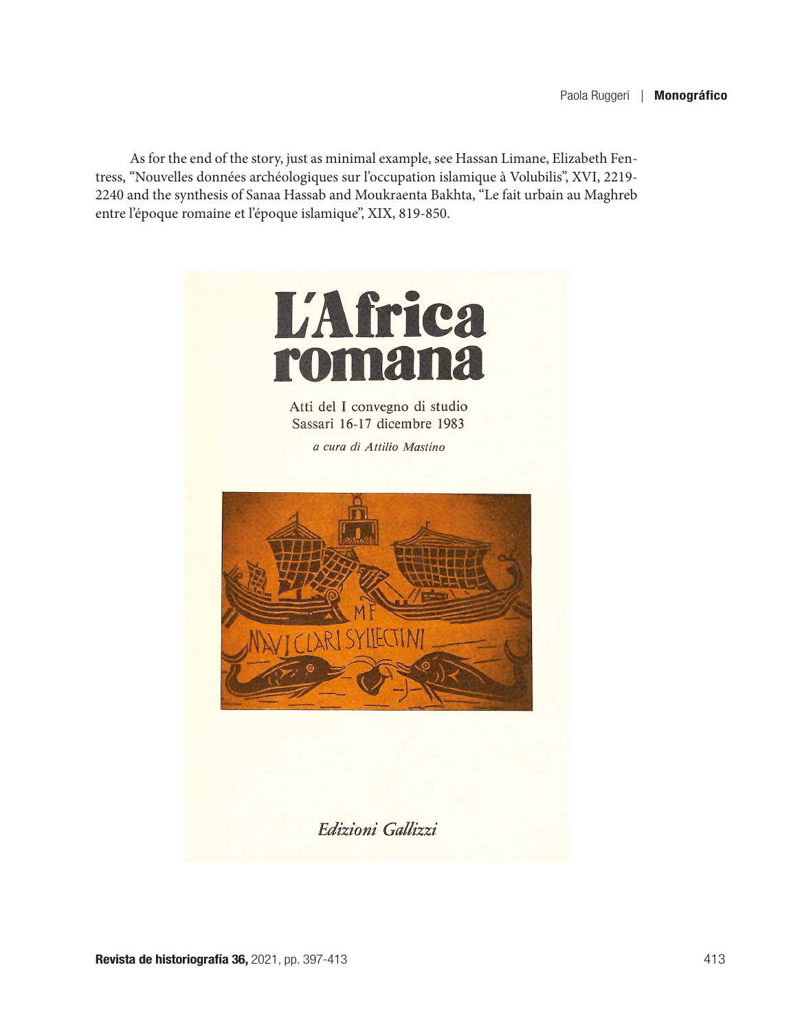As for the end of the story, just as minimal example, see Hassan Limane, Elizabeth Fentress, "Nouvelles données archéologiques sur l'occupation islamique à Volubilis", XVI, 2219-2240 and the synthesis of Sanaa Hassab and Moukraenta Bakhta, "Le fait urbain au Maghreb entre l'époque romaine et l'époque islamique", XIX, 819-850.

# L'Africa romana

Atti del I convegno di studio
Sassari 16-17 dicembre 1983

*a cura di Attilio Mastino*

*Edizioni Gallizzi*